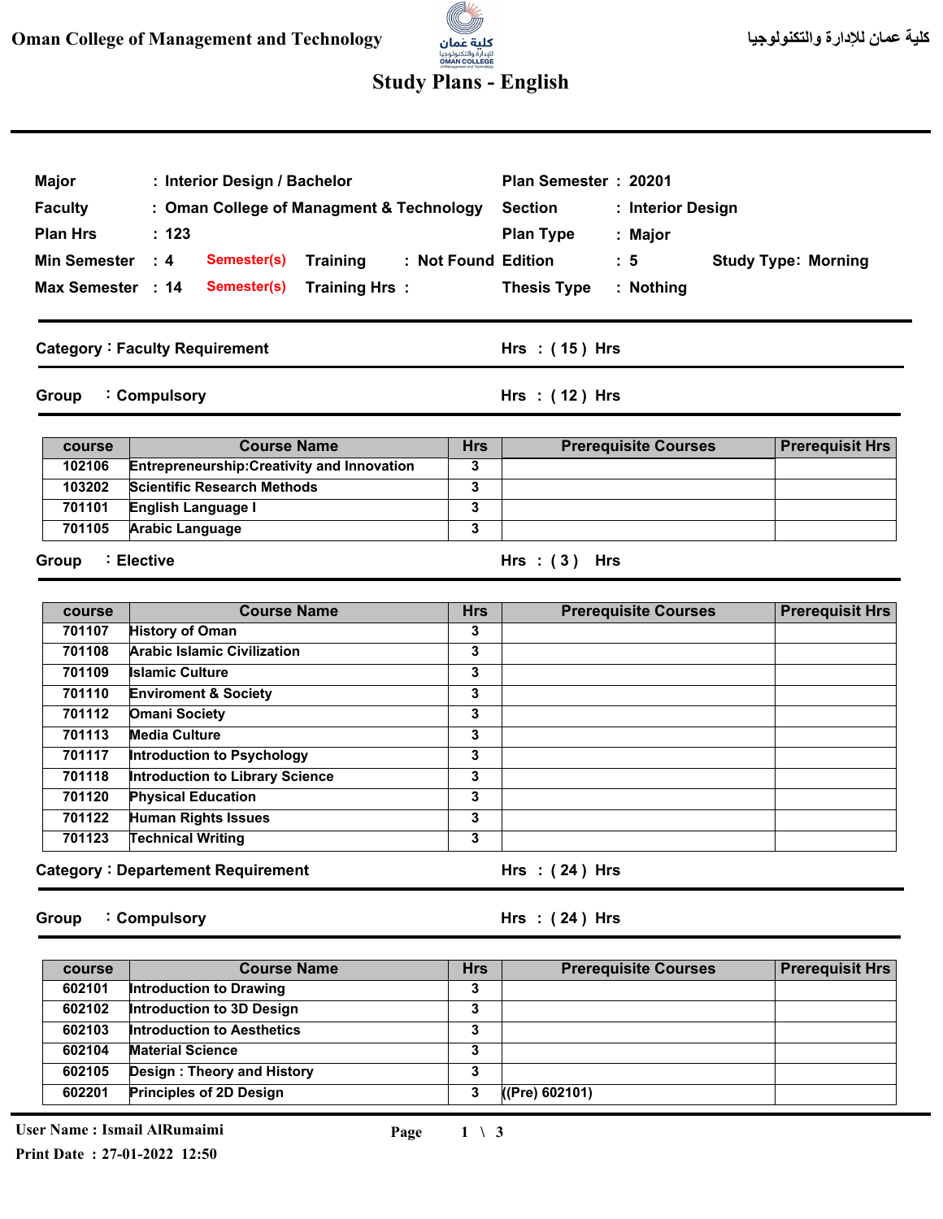# Oman College of Management and Technology

كلية عمان للإدارة والتكنولوجيا

## Study Plans - English

| | | | | | |
|---|---|---|---|---|---|
| **Major** | : Interior Design / Bachelor | | **Plan Semester** | : 20201 | |
| **Faculty** | : Oman College of Managment & Technology | | **Section** | : Interior Design | |
| **Plan Hrs** | : 123 | | **Plan Type** | : Major | |
| **Min Semester** | : 4 Semester(s) | **Training** : Not Found | **Edition** | : 5 | **Study Type:** Morning |
| **Max Semester** | : 14 Semester(s) | **Training Hrs** : | **Thesis Type** | : Nothing | |

### Category : Faculty Requirement — Hrs : ( 15 ) Hrs

#### Group : Compulsory — Hrs : ( 12 ) Hrs

| course | Course Name | Hrs | Prerequisite Courses | Prerequisit Hrs |
|---|---|---|---|---|
| 102106 | Entrepreneurship:Creativity and Innovation | 3 | | |
| 103202 | Scientific Research Methods | 3 | | |
| 701101 | English Language I | 3 | | |
| 701105 | Arabic Language | 3 | | |

#### Group : Elective — Hrs : ( 3 ) Hrs

| course | Course Name | Hrs | Prerequisite Courses | Prerequisit Hrs |
|---|---|---|---|---|
| 701107 | History of Oman | 3 | | |
| 701108 | Arabic Islamic Civilization | 3 | | |
| 701109 | Islamic Culture | 3 | | |
| 701110 | Enviroment & Society | 3 | | |
| 701112 | Omani Society | 3 | | |
| 701113 | Media Culture | 3 | | |
| 701117 | Introduction to Psychology | 3 | | |
| 701118 | Introduction to Library Science | 3 | | |
| 701120 | Physical Education | 3 | | |
| 701122 | Human Rights Issues | 3 | | |
| 701123 | Technical Writing | 3 | | |

### Category : Departement Requirement — Hrs : ( 24 ) Hrs

#### Group : Compulsory — Hrs : ( 24 ) Hrs

| course | Course Name | Hrs | Prerequisite Courses | Prerequisit Hrs |
|---|---|---|---|---|
| 602101 | Introduction to Drawing | 3 | | |
| 602102 | Introduction to 3D Design | 3 | | |
| 602103 | Introduction to Aesthetics | 3 | | |
| 602104 | Material Science | 3 | | |
| 602105 | Design : Theory and History | 3 | | |
| 602201 | Principles of 2D Design | 3 | ((Pre) 602101) | |

User Name : Ismail AlRumaimi

Print Date : 27-01-2022 12:50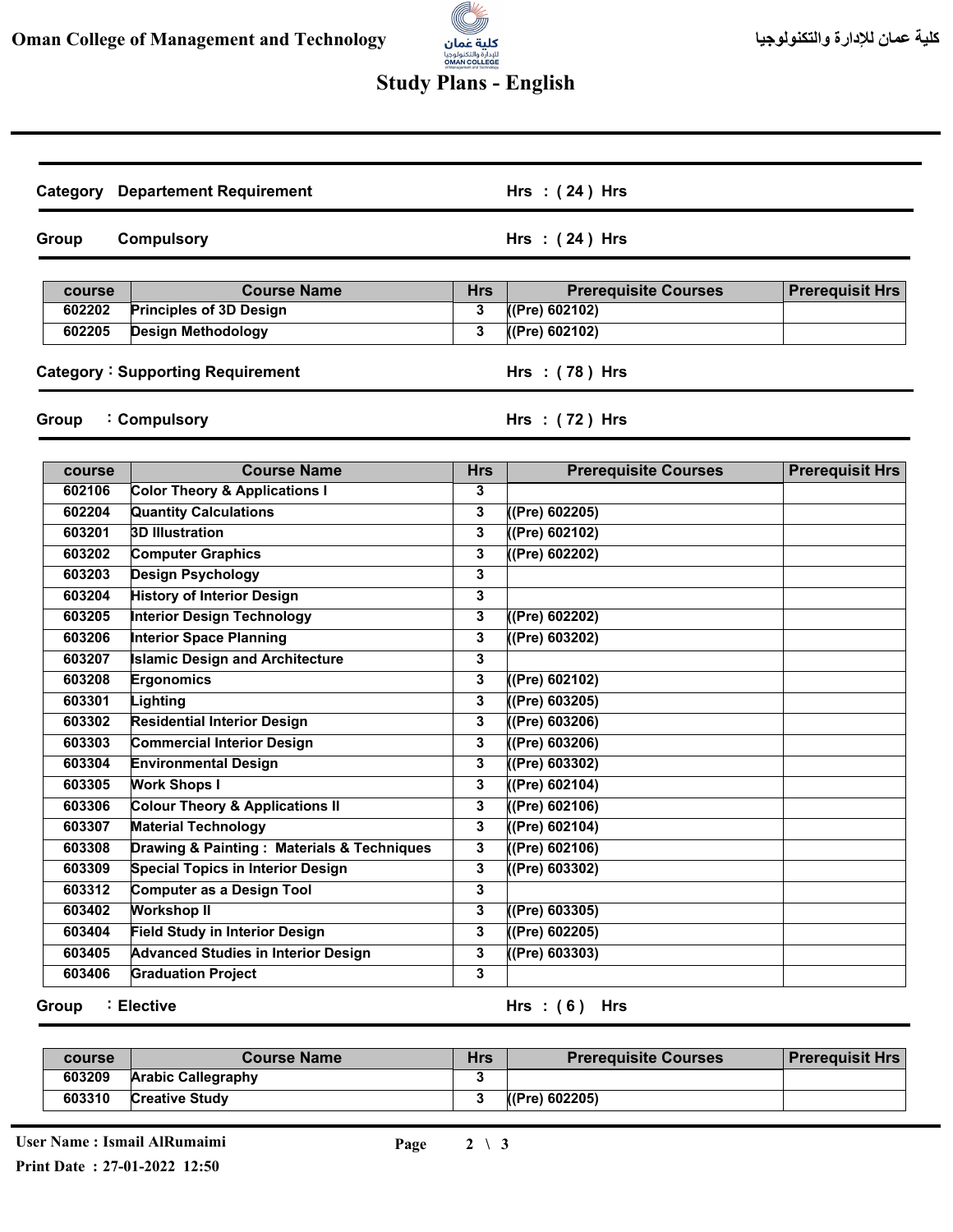# Study Plans - English

**Category** Departement Requirement — **Hrs : ( 24 ) Hrs**

**Group** Compulsory — **Hrs : ( 24 ) Hrs**

| course | Course Name | Hrs | Prerequisite Courses | Prerequisit Hrs |
|---|---|---|---|---|
| 602202 | Principles of 3D Design | 3 | ((Pre) 602102) | |
| 602205 | Design Methodology | 3 | ((Pre) 602102) | |

**Category :** Supporting Requirement — **Hrs : ( 78 ) Hrs**

**Group :** Compulsory — **Hrs : ( 72 ) Hrs**

| course | Course Name | Hrs | Prerequisite Courses | Prerequisit Hrs |
|---|---|---|---|---|
| 602106 | Color Theory & Applications I | 3 | | |
| 602204 | Quantity Calculations | 3 | ((Pre) 602205) | |
| 603201 | 3D Illustration | 3 | ((Pre) 602102) | |
| 603202 | Computer Graphics | 3 | ((Pre) 602202) | |
| 603203 | Design Psychology | 3 | | |
| 603204 | History of Interior Design | 3 | | |
| 603205 | Interior Design Technology | 3 | ((Pre) 602202) | |
| 603206 | Interior Space Planning | 3 | ((Pre) 603202) | |
| 603207 | Islamic Design and Architecture | 3 | | |
| 603208 | Ergonomics | 3 | ((Pre) 602102) | |
| 603301 | Lighting | 3 | ((Pre) 603205) | |
| 603302 | Residential Interior Design | 3 | ((Pre) 603206) | |
| 603303 | Commercial Interior Design | 3 | ((Pre) 603206) | |
| 603304 | Environmental Design | 3 | ((Pre) 603302) | |
| 603305 | Work Shops I | 3 | ((Pre) 602104) | |
| 603306 | Colour Theory & Applications II | 3 | ((Pre) 602106) | |
| 603307 | Material Technology | 3 | ((Pre) 602104) | |
| 603308 | Drawing & Painting : Materials & Techniques | 3 | ((Pre) 602106) | |
| 603309 | Special Topics in Interior Design | 3 | ((Pre) 603302) | |
| 603312 | Computer as a Design Tool | 3 | | |
| 603402 | Workshop II | 3 | ((Pre) 603305) | |
| 603404 | Field Study in Interior Design | 3 | ((Pre) 602205) | |
| 603405 | Advanced Studies in Interior Design | 3 | ((Pre) 603303) | |
| 603406 | Graduation Project | 3 | | |

**Group :** Elective — **Hrs : ( 6 ) Hrs**

| course | Course Name | Hrs | Prerequisite Courses | Prerequisit Hrs |
|---|---|---|---|---|
| 603209 | Arabic Callegraphy | 3 | | |
| 603310 | Creative Study | 3 | ((Pre) 602205) | |

**User Name : Ismail AlRumaimi**

**Print Date : 27-01-2022 12:50**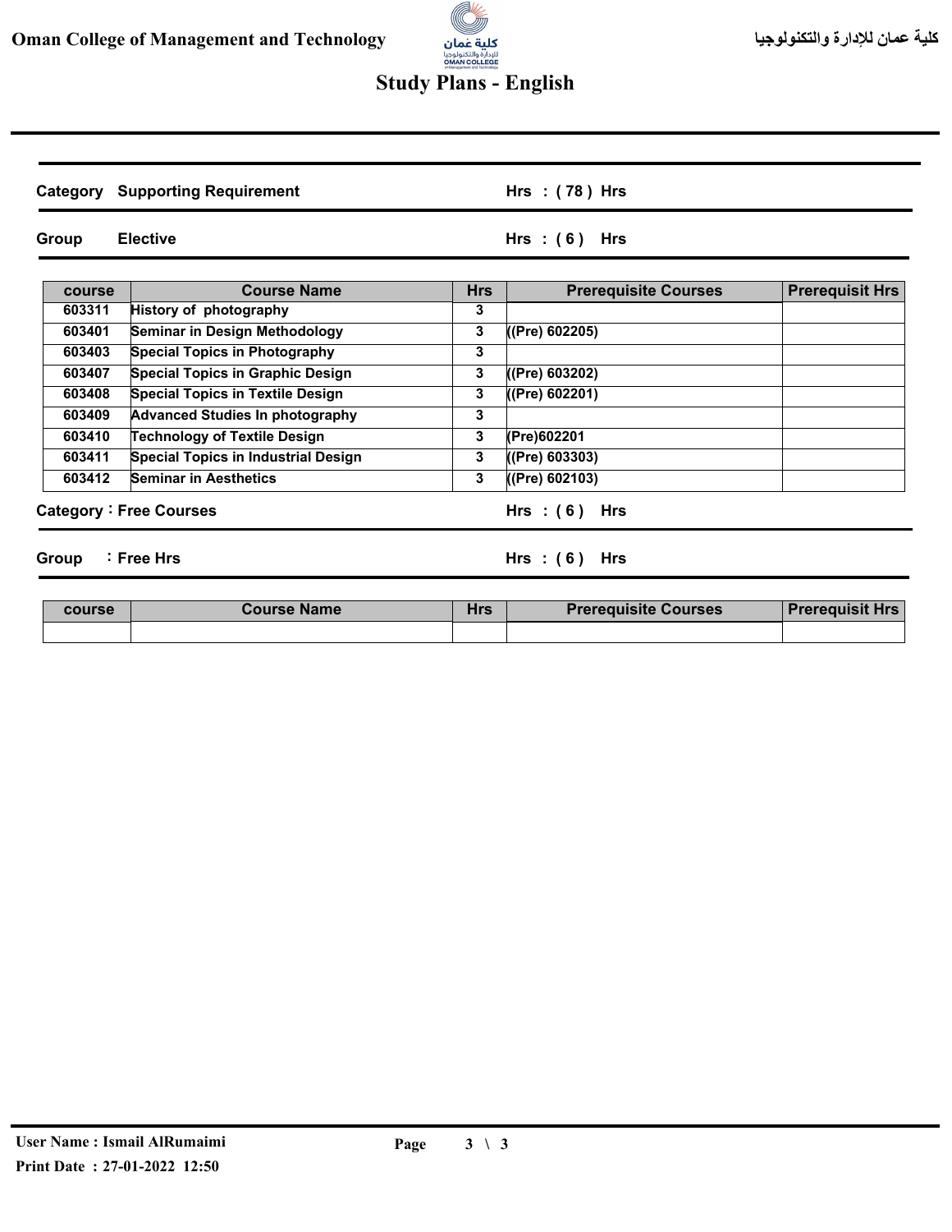**Category** **Supporting Requirement** — **Hrs : ( 78 ) Hrs**

**Group** **Elective** — **Hrs : ( 6 ) Hrs**

| course | Course Name | Hrs | Prerequisite Courses | Prerequisit Hrs |
|---|---|---|---|---|
| 603311 | History of photography | 3 | | |
| 603401 | Seminar in Design Methodology | 3 | ((Pre) 602205) | |
| 603403 | Special Topics in Photography | 3 | | |
| 603407 | Special Topics in Graphic Design | 3 | ((Pre) 603202) | |
| 603408 | Special Topics in Textile Design | 3 | ((Pre) 602201) | |
| 603409 | Advanced Studies In photography | 3 | | |
| 603410 | Technology of Textile Design | 3 | (Pre)602201 | |
| 603411 | Special Topics in Industrial Design | 3 | ((Pre) 603303) | |
| 603412 | Seminar in Aesthetics | 3 | ((Pre) 602103) | |

**Category : Free Courses** — **Hrs : ( 6 ) Hrs**

**Group : Free Hrs** — **Hrs : ( 6 ) Hrs**

| course | Course Name | Hrs | Prerequisite Courses | Prerequisit Hrs |
|---|---|---|---|---|
| | | | | |

User Name : Ismail AlRumaimi

Print Date : 27-01-2022 12:50